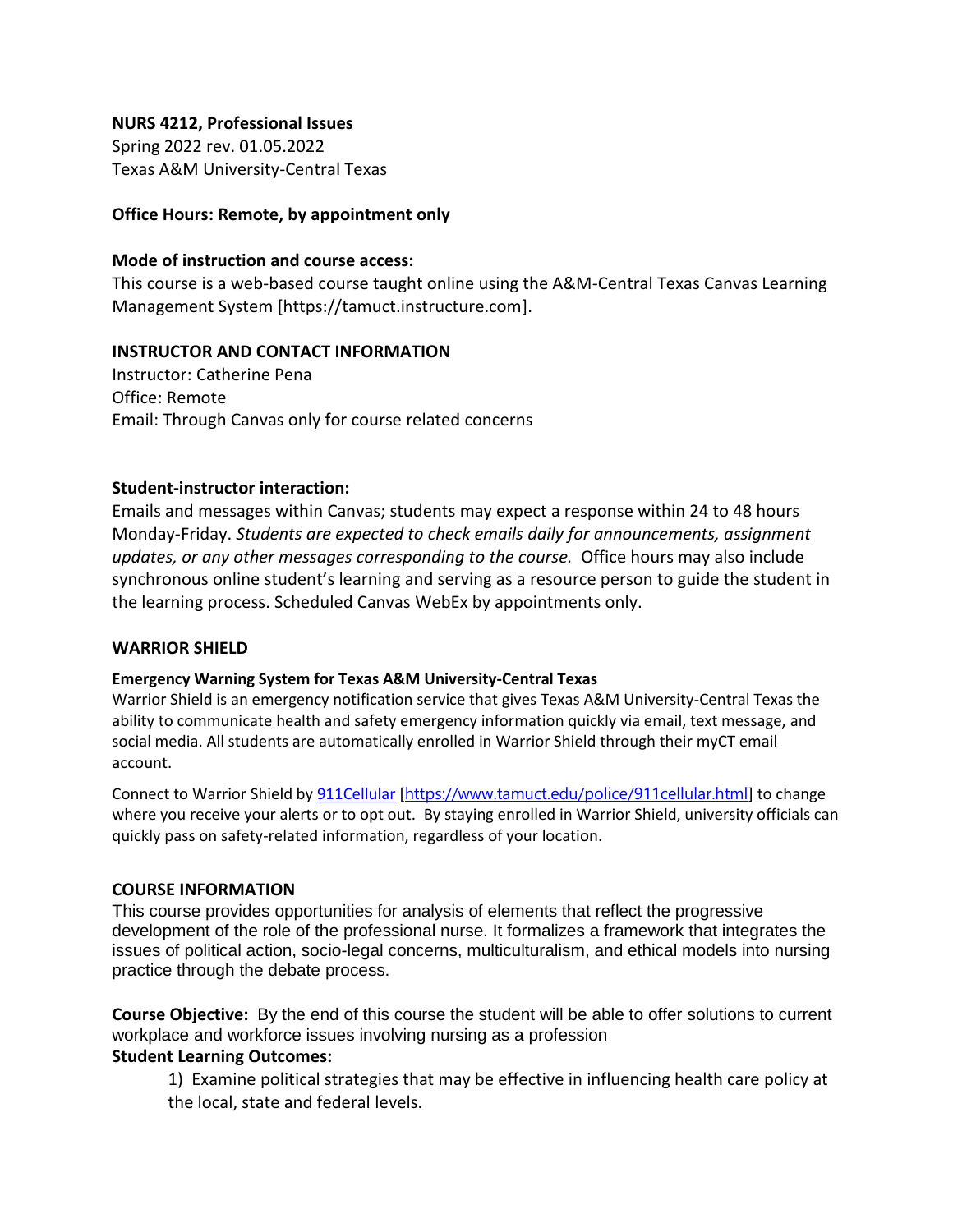**NURS 4212, Professional Issues**
Spring 2022 rev. 01.05.2022
Texas A&M University-Central Texas

**Office Hours: Remote, by appointment only**

**Mode of instruction and course access:**
This course is a web-based course taught online using the A&M-Central Texas Canvas Learning Management System [https://tamuct.instructure.com].

**INSTRUCTOR AND CONTACT INFORMATION**
Instructor: Catherine Pena
Office: Remote
Email: Through Canvas only for course related concerns

**Student-instructor interaction:**
Emails and messages within Canvas; students may expect a response within 24 to 48 hours Monday-Friday. *Students are expected to check emails daily for announcements, assignment updates, or any other messages corresponding to the course.* Office hours may also include synchronous online student's learning and serving as a resource person to guide the student in the learning process. Scheduled Canvas WebEx by appointments only.

**WARRIOR SHIELD**

**Emergency Warning System for Texas A&M University-Central Texas**
Warrior Shield is an emergency notification service that gives Texas A&M University-Central Texas the ability to communicate health and safety emergency information quickly via email, text message, and social media. All students are automatically enrolled in Warrior Shield through their myCT email account.

Connect to Warrior Shield by 911Cellular [https://www.tamuct.edu/police/911cellular.html] to change where you receive your alerts or to opt out. By staying enrolled in Warrior Shield, university officials can quickly pass on safety-related information, regardless of your location.

**COURSE INFORMATION**
This course provides opportunities for analysis of elements that reflect the progressive development of the role of the professional nurse. It formalizes a framework that integrates the issues of political action, socio-legal concerns, multiculturalism, and ethical models into nursing practice through the debate process.

**Course Objective:** By the end of this course the student will be able to offer solutions to current workplace and workforce issues involving nursing as a profession

**Student Learning Outcomes:**

1) Examine political strategies that may be effective in influencing health care policy at the local, state and federal levels.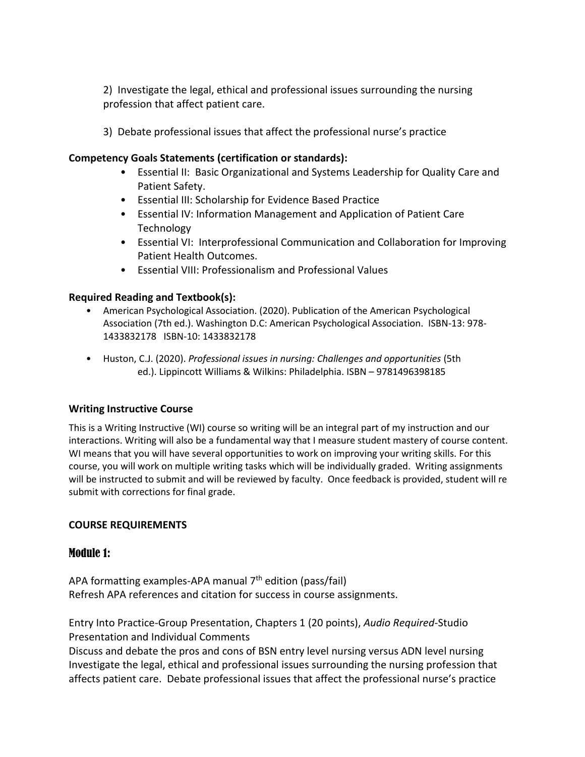2) Investigate the legal, ethical and professional issues surrounding the nursing profession that affect patient care.

3) Debate professional issues that affect the professional nurse's practice

**Competency Goals Statements (certification or standards):**

- Essential II: Basic Organizational and Systems Leadership for Quality Care and Patient Safety.
- Essential III: Scholarship for Evidence Based Practice
- Essential IV: Information Management and Application of Patient Care Technology
- Essential VI: Interprofessional Communication and Collaboration for Improving Patient Health Outcomes.
- Essential VIII: Professionalism and Professional Values

**Required Reading and Textbook(s):**

- American Psychological Association. (2020). Publication of the American Psychological Association (7th ed.). Washington D.C: American Psychological Association. ISBN-13: 978-1433832178 ISBN-10: 1433832178
- Huston, C.J. (2020). *Professional issues in nursing: Challenges and opportunities* (5th ed.). Lippincott Williams & Wilkins: Philadelphia. ISBN – 9781496398185

**Writing Instructive Course**

This is a Writing Instructive (WI) course so writing will be an integral part of my instruction and our interactions. Writing will also be a fundamental way that I measure student mastery of course content. WI means that you will have several opportunities to work on improving your writing skills. For this course, you will work on multiple writing tasks which will be individually graded. Writing assignments will be instructed to submit and will be reviewed by faculty. Once feedback is provided, student will re submit with corrections for final grade.

**COURSE REQUIREMENTS**

## Module 1:

APA formatting examples-APA manual 7th edition (pass/fail)
Refresh APA references and citation for success in course assignments.

Entry Into Practice-Group Presentation, Chapters 1 (20 points), *Audio Required*-Studio Presentation and Individual Comments
Discuss and debate the pros and cons of BSN entry level nursing versus ADN level nursing
Investigate the legal, ethical and professional issues surrounding the nursing profession that affects patient care. Debate professional issues that affect the professional nurse's practice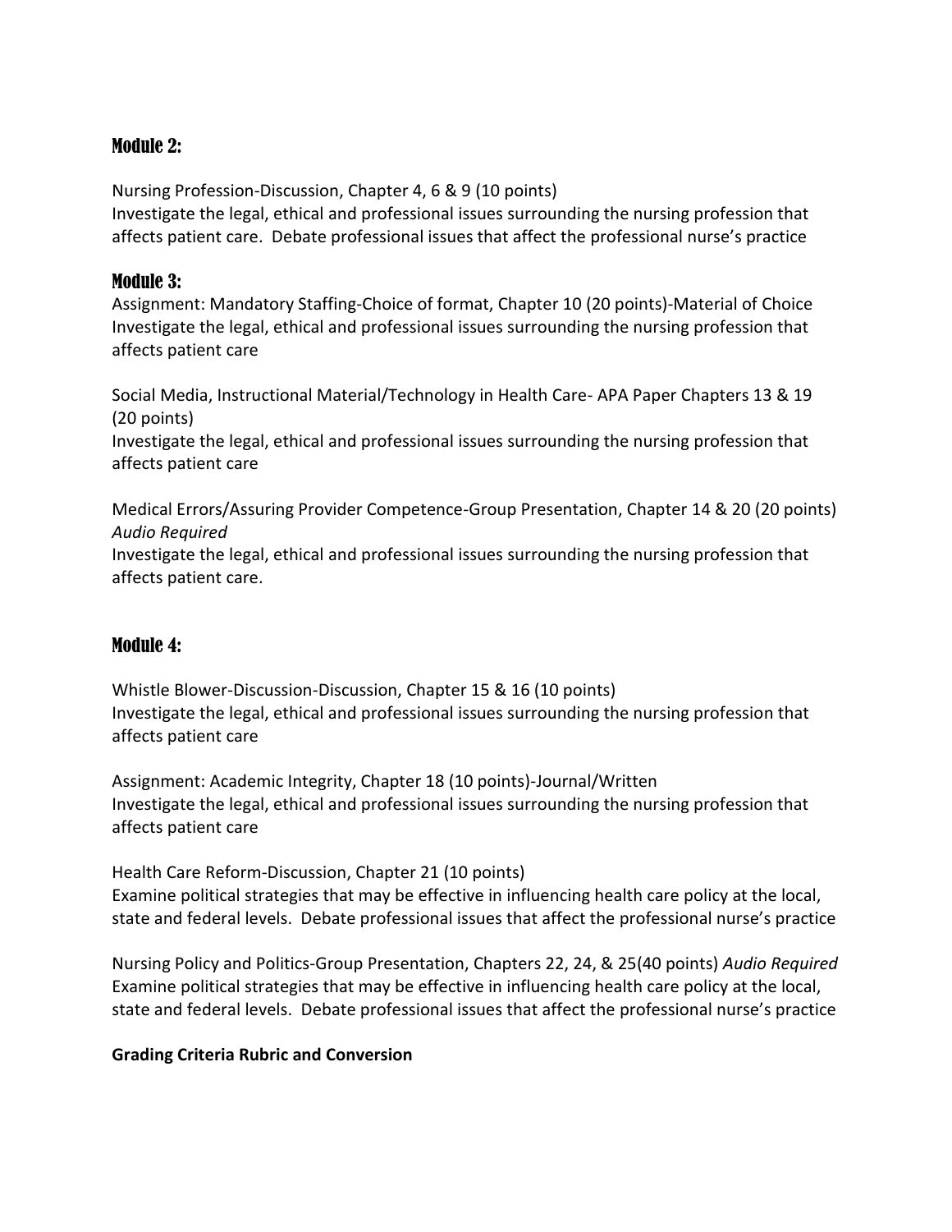## Module 2:

Nursing Profession-Discussion, Chapter 4, 6 & 9 (10 points)
Investigate the legal, ethical and professional issues surrounding the nursing profession that affects patient care. Debate professional issues that affect the professional nurse's practice

## Module 3:

Assignment: Mandatory Staffing-Choice of format, Chapter 10 (20 points)-Material of Choice
Investigate the legal, ethical and professional issues surrounding the nursing profession that affects patient care

Social Media, Instructional Material/Technology in Health Care- APA Paper Chapters 13 & 19 (20 points)
Investigate the legal, ethical and professional issues surrounding the nursing profession that affects patient care

Medical Errors/Assuring Provider Competence-Group Presentation, Chapter 14 & 20 (20 points) *Audio Required*
Investigate the legal, ethical and professional issues surrounding the nursing profession that affects patient care.

## Module 4:

Whistle Blower-Discussion-Discussion, Chapter 15 & 16 (10 points)
Investigate the legal, ethical and professional issues surrounding the nursing profession that affects patient care

Assignment: Academic Integrity, Chapter 18 (10 points)-Journal/Written
Investigate the legal, ethical and professional issues surrounding the nursing profession that affects patient care

Health Care Reform-Discussion, Chapter 21 (10 points)
Examine political strategies that may be effective in influencing health care policy at the local, state and federal levels. Debate professional issues that affect the professional nurse's practice

Nursing Policy and Politics-Group Presentation, Chapters 22, 24, & 25(40 points) *Audio Required*
Examine political strategies that may be effective in influencing health care policy at the local, state and federal levels. Debate professional issues that affect the professional nurse's practice

**Grading Criteria Rubric and Conversion**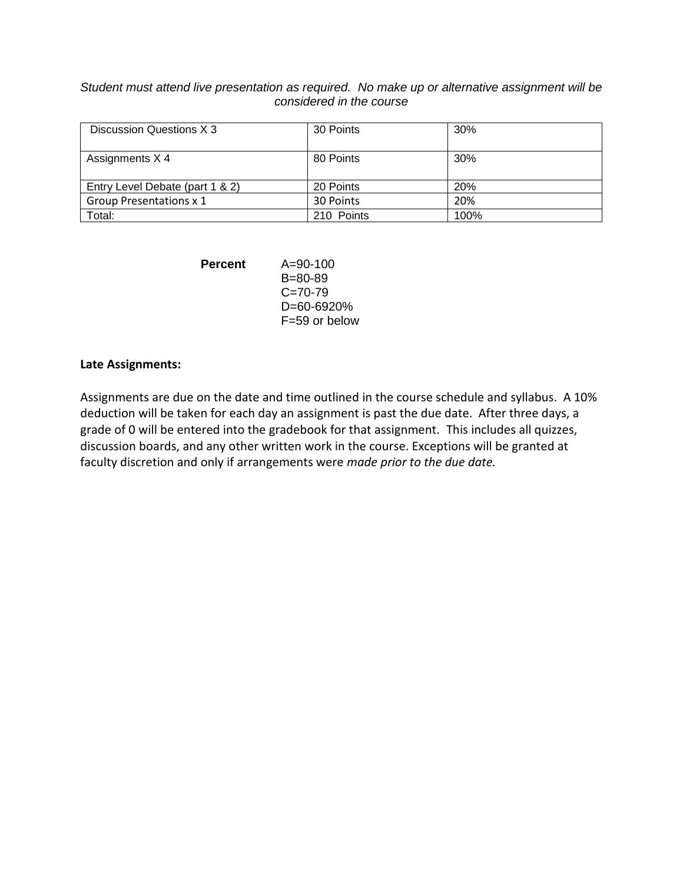*Student must attend live presentation as required. No make up or alternative assignment will be considered in the course*

| Discussion Questions X 3 | 30 Points | 30% |
|---|---|---|
| Assignments X 4 | 80 Points | 30% |
| Entry Level Debate (part 1 & 2) | 20 Points | 20% |
| Group Presentations x 1 | 30 Points | 20% |
| Total: | 210 Points | 100% |

**Percent**

A=90-100
B=80-89
C=70-79
D=60-6920%
F=59 or below

**Late Assignments:**

Assignments are due on the date and time outlined in the course schedule and syllabus. A 10% deduction will be taken for each day an assignment is past the due date. After three days, a grade of 0 will be entered into the gradebook for that assignment. This includes all quizzes, discussion boards, and any other written work in the course. Exceptions will be granted at faculty discretion and only if arrangements were *made prior to the due date.*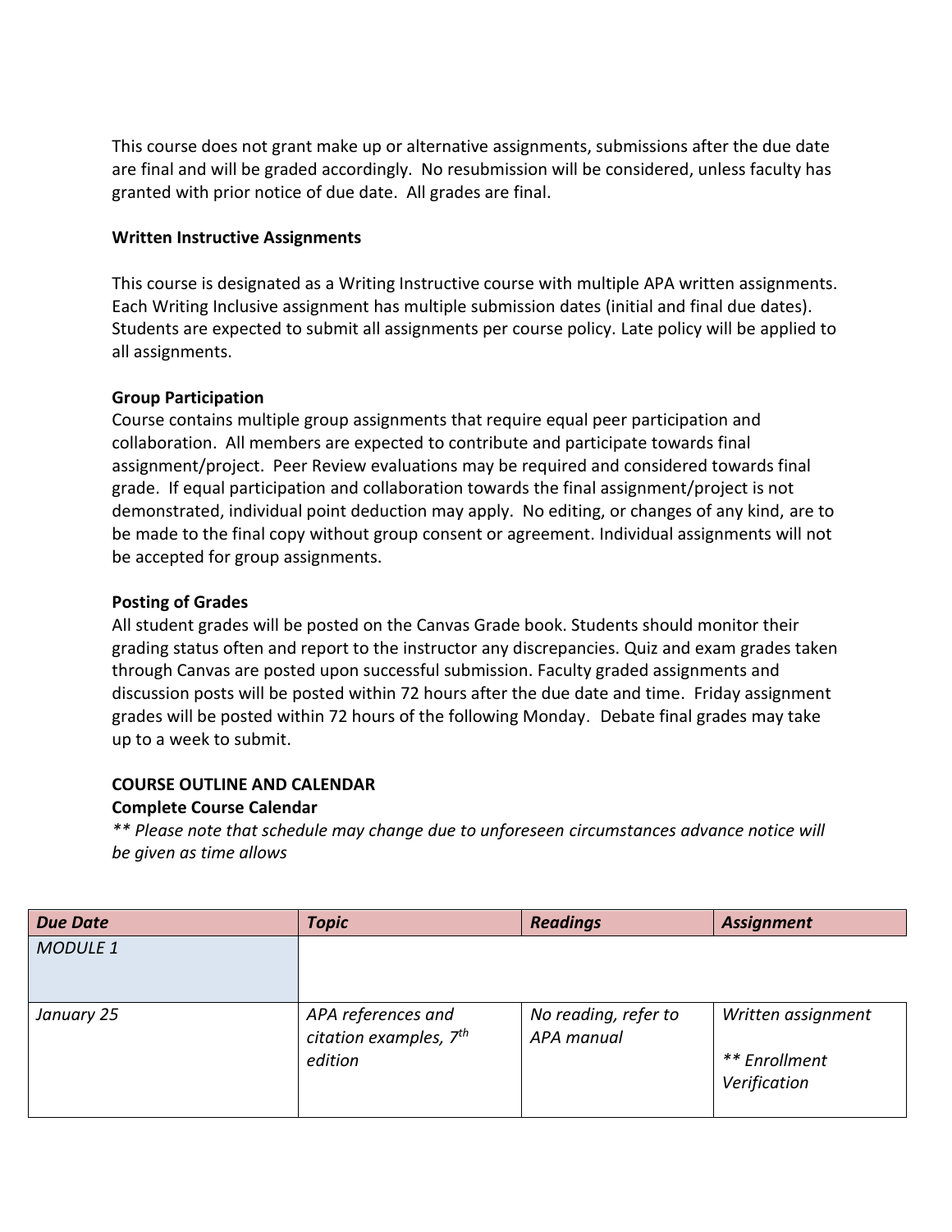This course does not grant make up or alternative assignments, submissions after the due date are final and will be graded accordingly. No resubmission will be considered, unless faculty has granted with prior notice of due date. All grades are final.

**Written Instructive Assignments**

This course is designated as a Writing Instructive course with multiple APA written assignments. Each Writing Inclusive assignment has multiple submission dates (initial and final due dates). Students are expected to submit all assignments per course policy. Late policy will be applied to all assignments.

**Group Participation**

Course contains multiple group assignments that require equal peer participation and collaboration. All members are expected to contribute and participate towards final assignment/project. Peer Review evaluations may be required and considered towards final grade. If equal participation and collaboration towards the final assignment/project is not demonstrated, individual point deduction may apply. No editing, or changes of any kind, are to be made to the final copy without group consent or agreement. Individual assignments will not be accepted for group assignments.

**Posting of Grades**

All student grades will be posted on the Canvas Grade book. Students should monitor their grading status often and report to the instructor any discrepancies. Quiz and exam grades taken through Canvas are posted upon successful submission. Faculty graded assignments and discussion posts will be posted within 72 hours after the due date and time. Friday assignment grades will be posted within 72 hours of the following Monday. Debate final grades may take up to a week to submit.

**COURSE OUTLINE AND CALENDAR**

**Complete Course Calendar**

*** Please note that schedule may change due to unforeseen circumstances advance notice will be given as time allows*

| *Due Date* | *Topic* | *Readings* | *Assignment* |
|---|---|---|---|
| *MODULE 1* | | | |
| *January 25* | *APA references and citation examples, 7th edition* | *No reading, refer to APA manual* | *Written assignment*<br><br>*** Enrollment Verification* |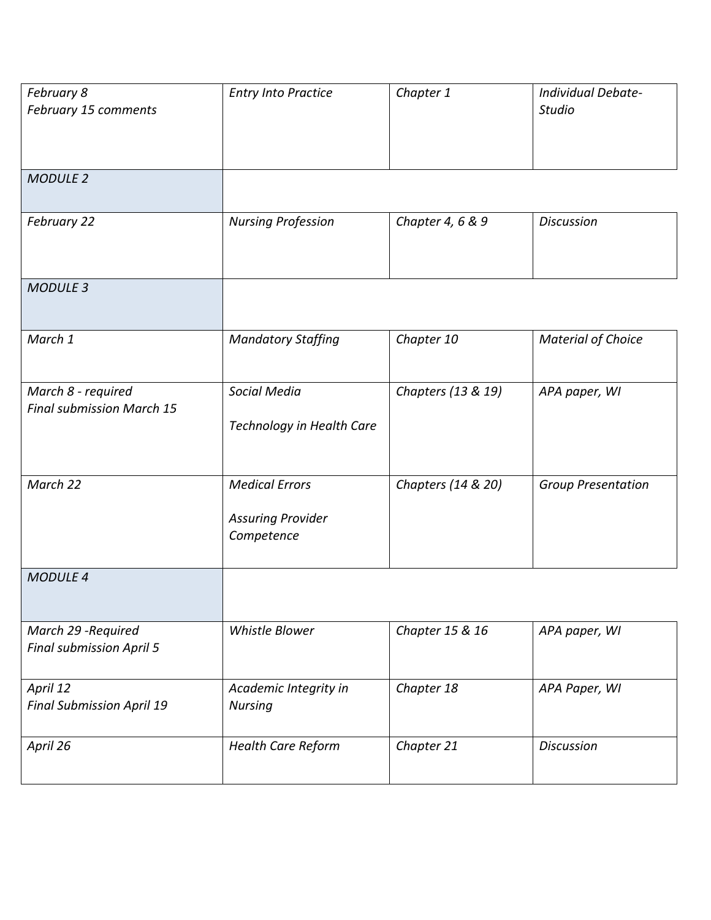| | | | |
|---|---|---|---|
| *February 8*<br>*February 15 comments* | *Entry Into Practice* | *Chapter 1* | *Individual Debate-Studio* |
| *MODULE 2* | | | |
| *February 22* | *Nursing Profession* | *Chapter 4, 6 & 9* | *Discussion* |
| *MODULE 3* | | | |
| *March 1* | *Mandatory Staffing* | *Chapter 10* | *Material of Choice* |
| *March 8 - required*<br>*Final submission March 15* | *Social Media*<br><br>*Technology in Health Care* | *Chapters (13 & 19)* | *APA paper, WI* |
| *March 22* | *Medical Errors*<br><br>*Assuring Provider Competence* | *Chapters (14 & 20)* | *Group Presentation* |
| *MODULE 4* | | | |
| *March 29 -Required*<br>*Final submission April 5* | *Whistle Blower* | *Chapter 15 & 16* | *APA paper, WI* |
| *April 12*<br>*Final Submission April 19* | *Academic Integrity in Nursing* | *Chapter 18* | *APA Paper, WI* |
| *April 26* | *Health Care Reform* | *Chapter 21* | *Discussion* |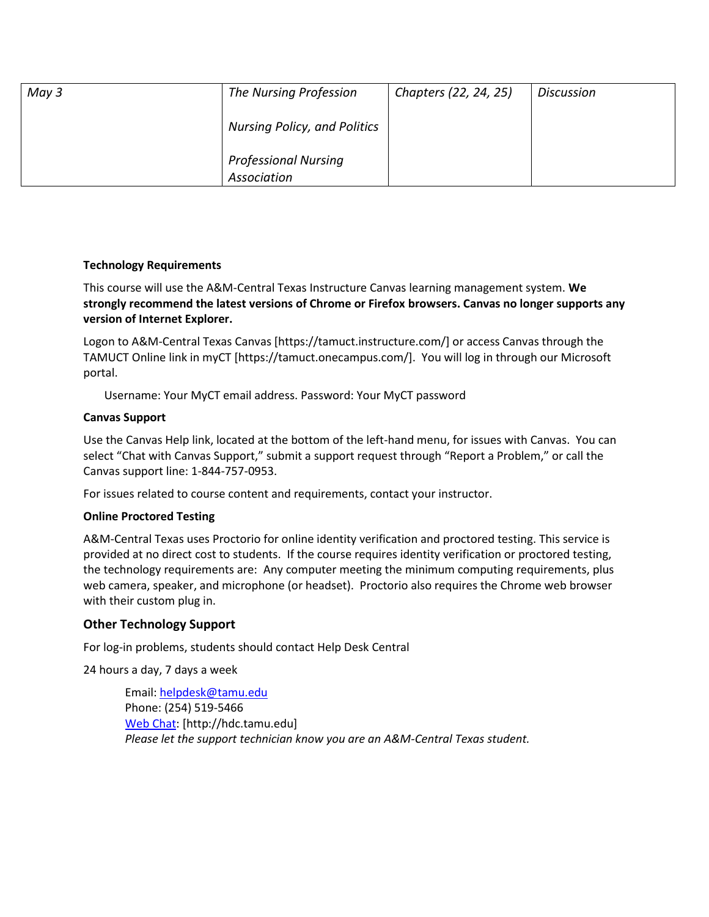| *May 3* | *The Nursing Profession*<br><br>*Nursing Policy, and Politics*<br><br>*Professional Nursing Association* | *Chapters (22, 24, 25)* | *Discussion* |
|---|---|---|---|

**Technology Requirements**

This course will use the A&M-Central Texas Instructure Canvas learning management system. **We strongly recommend the latest versions of Chrome or Firefox browsers. Canvas no longer supports any version of Internet Explorer.**

Logon to A&M-Central Texas Canvas [https://tamuct.instructure.com/] or access Canvas through the TAMUCT Online link in myCT [https://tamuct.onecampus.com/]. You will log in through our Microsoft portal.

Username: Your MyCT email address. Password: Your MyCT password

**Canvas Support**

Use the Canvas Help link, located at the bottom of the left-hand menu, for issues with Canvas. You can select "Chat with Canvas Support," submit a support request through "Report a Problem," or call the Canvas support line: 1-844-757-0953.

For issues related to course content and requirements, contact your instructor.

**Online Proctored Testing**

A&M-Central Texas uses Proctorio for online identity verification and proctored testing. This service is provided at no direct cost to students. If the course requires identity verification or proctored testing, the technology requirements are: Any computer meeting the minimum computing requirements, plus web camera, speaker, and microphone (or headset). Proctorio also requires the Chrome web browser with their custom plug in.

### Other Technology Support

For log-in problems, students should contact Help Desk Central

24 hours a day, 7 days a week

Email: helpdesk@tamu.edu
Phone: (254) 519-5466
Web Chat: [http://hdc.tamu.edu]
*Please let the support technician know you are an A&M-Central Texas student.*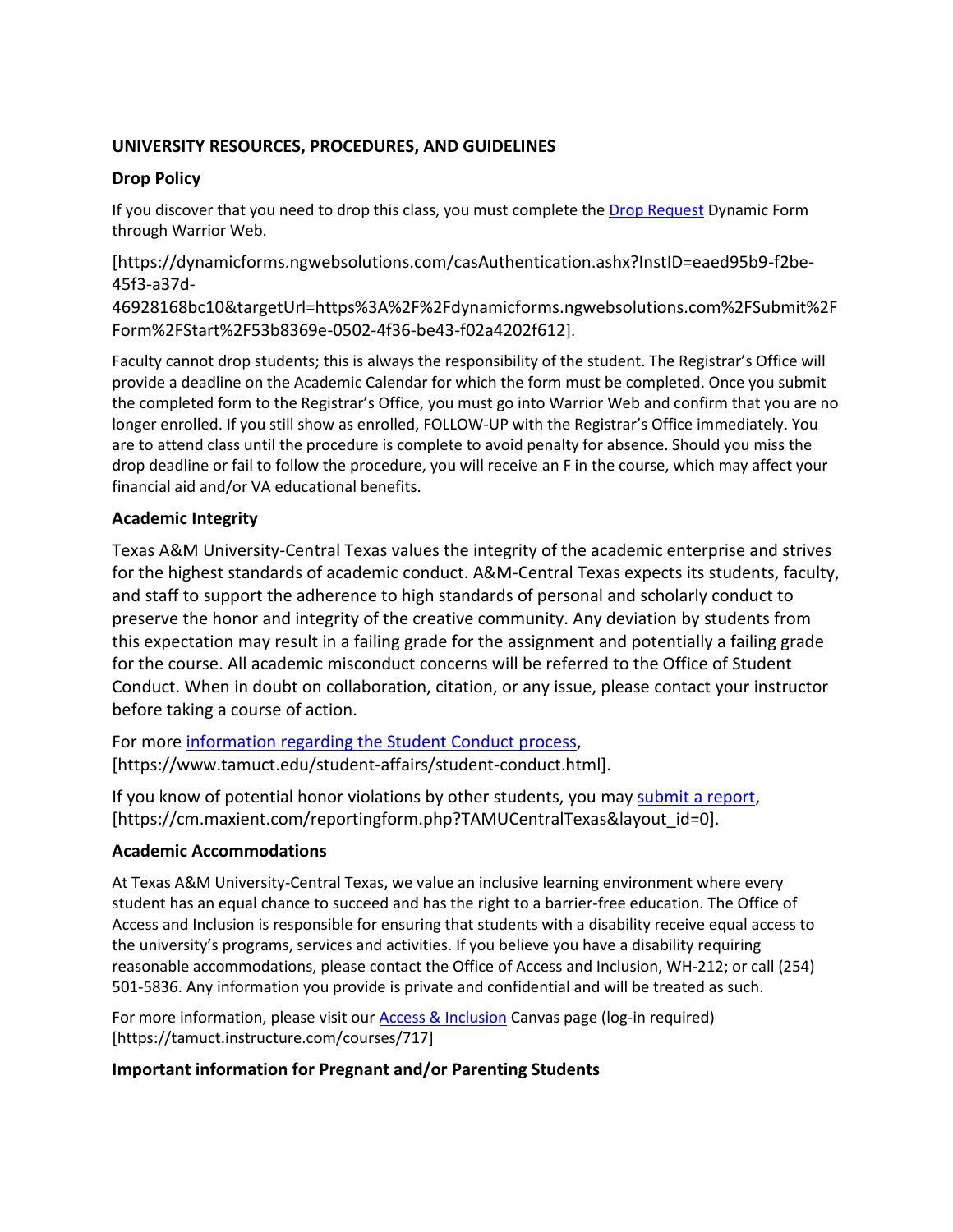## UNIVERSITY RESOURCES, PROCEDURES, AND GUIDELINES

### Drop Policy

If you discover that you need to drop this class, you must complete the Drop Request Dynamic Form through Warrior Web.

[https://dynamicforms.ngwebsolutions.com/casAuthentication.ashx?InstID=eaed95b9-f2be-45f3-a37d-46928168bc10&targetUrl=https%3A%2F%2Fdynamicforms.ngwebsolutions.com%2FSubmit%2FForm%2FStart%2F53b8369e-0502-4f36-be43-f02a4202f612].

Faculty cannot drop students; this is always the responsibility of the student. The Registrar's Office will provide a deadline on the Academic Calendar for which the form must be completed. Once you submit the completed form to the Registrar's Office, you must go into Warrior Web and confirm that you are no longer enrolled. If you still show as enrolled, FOLLOW-UP with the Registrar's Office immediately. You are to attend class until the procedure is complete to avoid penalty for absence. Should you miss the drop deadline or fail to follow the procedure, you will receive an F in the course, which may affect your financial aid and/or VA educational benefits.

### Academic Integrity

Texas A&M University-Central Texas values the integrity of the academic enterprise and strives for the highest standards of academic conduct. A&M-Central Texas expects its students, faculty, and staff to support the adherence to high standards of personal and scholarly conduct to preserve the honor and integrity of the creative community. Any deviation by students from this expectation may result in a failing grade for the assignment and potentially a failing grade for the course. All academic misconduct concerns will be referred to the Office of Student Conduct. When in doubt on collaboration, citation, or any issue, please contact your instructor before taking a course of action.

For more information regarding the Student Conduct process, [https://www.tamuct.edu/student-affairs/student-conduct.html].

If you know of potential honor violations by other students, you may submit a report, [https://cm.maxient.com/reportingform.php?TAMUCentralTexas&layout_id=0].

### Academic Accommodations

At Texas A&M University-Central Texas, we value an inclusive learning environment where every student has an equal chance to succeed and has the right to a barrier-free education. The Office of Access and Inclusion is responsible for ensuring that students with a disability receive equal access to the university's programs, services and activities. If you believe you have a disability requiring reasonable accommodations, please contact the Office of Access and Inclusion, WH-212; or call (254) 501-5836. Any information you provide is private and confidential and will be treated as such.

For more information, please visit our Access & Inclusion Canvas page (log-in required) [https://tamuct.instructure.com/courses/717]

### Important information for Pregnant and/or Parenting Students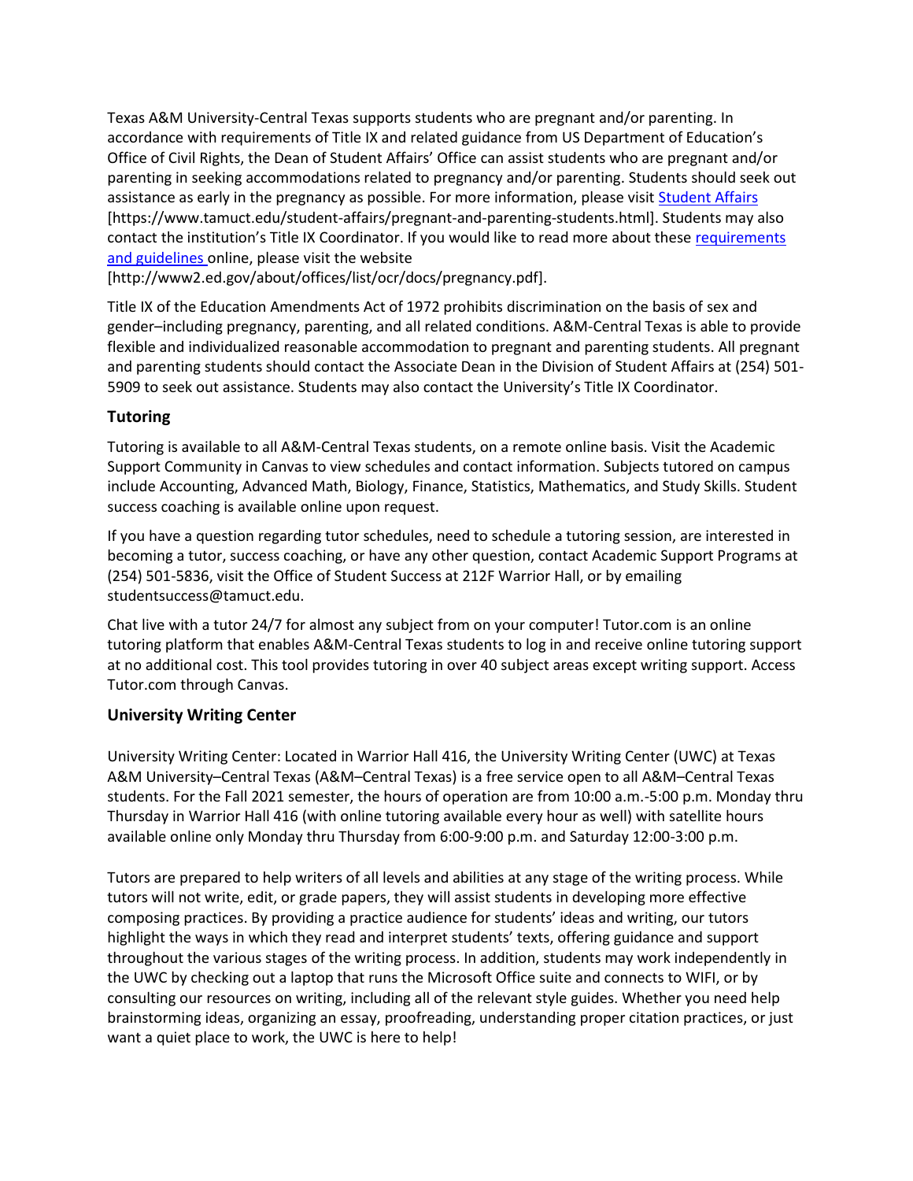Texas A&M University-Central Texas supports students who are pregnant and/or parenting. In accordance with requirements of Title IX and related guidance from US Department of Education's Office of Civil Rights, the Dean of Student Affairs' Office can assist students who are pregnant and/or parenting in seeking accommodations related to pregnancy and/or parenting. Students should seek out assistance as early in the pregnancy as possible. For more information, please visit Student Affairs [https://www.tamuct.edu/student-affairs/pregnant-and-parenting-students.html]. Students may also contact the institution's Title IX Coordinator. If you would like to read more about these requirements and guidelines online, please visit the website [http://www2.ed.gov/about/offices/list/ocr/docs/pregnancy.pdf].

Title IX of the Education Amendments Act of 1972 prohibits discrimination on the basis of sex and gender–including pregnancy, parenting, and all related conditions. A&M-Central Texas is able to provide flexible and individualized reasonable accommodation to pregnant and parenting students. All pregnant and parenting students should contact the Associate Dean in the Division of Student Affairs at (254) 501-5909 to seek out assistance. Students may also contact the University's Title IX Coordinator.

### Tutoring

Tutoring is available to all A&M-Central Texas students, on a remote online basis. Visit the Academic Support Community in Canvas to view schedules and contact information. Subjects tutored on campus include Accounting, Advanced Math, Biology, Finance, Statistics, Mathematics, and Study Skills. Student success coaching is available online upon request.

If you have a question regarding tutor schedules, need to schedule a tutoring session, are interested in becoming a tutor, success coaching, or have any other question, contact Academic Support Programs at (254) 501-5836, visit the Office of Student Success at 212F Warrior Hall, or by emailing studentsuccess@tamuct.edu.

Chat live with a tutor 24/7 for almost any subject from on your computer! Tutor.com is an online tutoring platform that enables A&M-Central Texas students to log in and receive online tutoring support at no additional cost. This tool provides tutoring in over 40 subject areas except writing support. Access Tutor.com through Canvas.

### University Writing Center

University Writing Center: Located in Warrior Hall 416, the University Writing Center (UWC) at Texas A&M University–Central Texas (A&M–Central Texas) is a free service open to all A&M–Central Texas students. For the Fall 2021 semester, the hours of operation are from 10:00 a.m.-5:00 p.m. Monday thru Thursday in Warrior Hall 416 (with online tutoring available every hour as well) with satellite hours available online only Monday thru Thursday from 6:00-9:00 p.m. and Saturday 12:00-3:00 p.m.

Tutors are prepared to help writers of all levels and abilities at any stage of the writing process. While tutors will not write, edit, or grade papers, they will assist students in developing more effective composing practices. By providing a practice audience for students' ideas and writing, our tutors highlight the ways in which they read and interpret students' texts, offering guidance and support throughout the various stages of the writing process. In addition, students may work independently in the UWC by checking out a laptop that runs the Microsoft Office suite and connects to WIFI, or by consulting our resources on writing, including all of the relevant style guides. Whether you need help brainstorming ideas, organizing an essay, proofreading, understanding proper citation practices, or just want a quiet place to work, the UWC is here to help!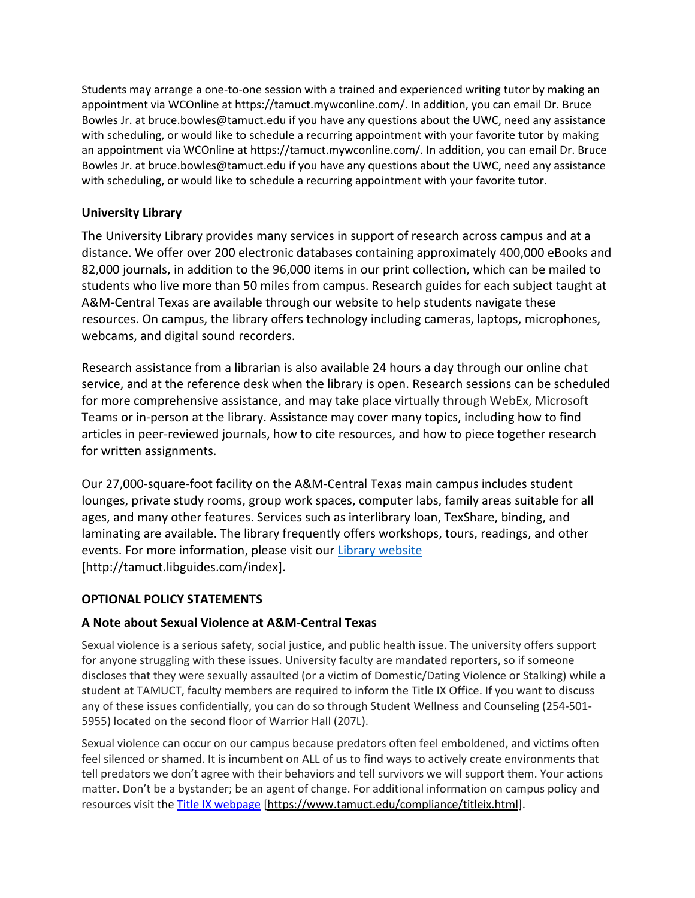Students may arrange a one-to-one session with a trained and experienced writing tutor by making an appointment via WCOnline at https://tamuct.mywconline.com/. In addition, you can email Dr. Bruce Bowles Jr. at bruce.bowles@tamuct.edu if you have any questions about the UWC, need any assistance with scheduling, or would like to schedule a recurring appointment with your favorite tutor by making an appointment via WCOnline at https://tamuct.mywconline.com/. In addition, you can email Dr. Bruce Bowles Jr. at bruce.bowles@tamuct.edu if you have any questions about the UWC, need any assistance with scheduling, or would like to schedule a recurring appointment with your favorite tutor.

### University Library

The University Library provides many services in support of research across campus and at a distance. We offer over 200 electronic databases containing approximately 400,000 eBooks and 82,000 journals, in addition to the 96,000 items in our print collection, which can be mailed to students who live more than 50 miles from campus. Research guides for each subject taught at A&M-Central Texas are available through our website to help students navigate these resources. On campus, the library offers technology including cameras, laptops, microphones, webcams, and digital sound recorders.

Research assistance from a librarian is also available 24 hours a day through our online chat service, and at the reference desk when the library is open. Research sessions can be scheduled for more comprehensive assistance, and may take place virtually through WebEx, Microsoft Teams or in-person at the library. Assistance may cover many topics, including how to find articles in peer-reviewed journals, how to cite resources, and how to piece together research for written assignments.

Our 27,000-square-foot facility on the A&M-Central Texas main campus includes student lounges, private study rooms, group work spaces, computer labs, family areas suitable for all ages, and many other features. Services such as interlibrary loan, TexShare, binding, and laminating are available. The library frequently offers workshops, tours, readings, and other events. For more information, please visit our [Library website](http://tamuct.libguides.com/index) [http://tamuct.libguides.com/index].

## OPTIONAL POLICY STATEMENTS

### A Note about Sexual Violence at A&M-Central Texas

Sexual violence is a serious safety, social justice, and public health issue. The university offers support for anyone struggling with these issues. University faculty are mandated reporters, so if someone discloses that they were sexually assaulted (or a victim of Domestic/Dating Violence or Stalking) while a student at TAMUCT, faculty members are required to inform the Title IX Office. If you want to discuss any of these issues confidentially, you can do so through Student Wellness and Counseling (254-501-5955) located on the second floor of Warrior Hall (207L).

Sexual violence can occur on our campus because predators often feel emboldened, and victims often feel silenced or shamed. It is incumbent on ALL of us to find ways to actively create environments that tell predators we don't agree with their behaviors and tell survivors we will support them. Your actions matter. Don't be a bystander; be an agent of change. For additional information on campus policy and resources visit the [Title IX webpage](https://www.tamuct.edu/compliance/titleix.html) [https://www.tamuct.edu/compliance/titleix.html].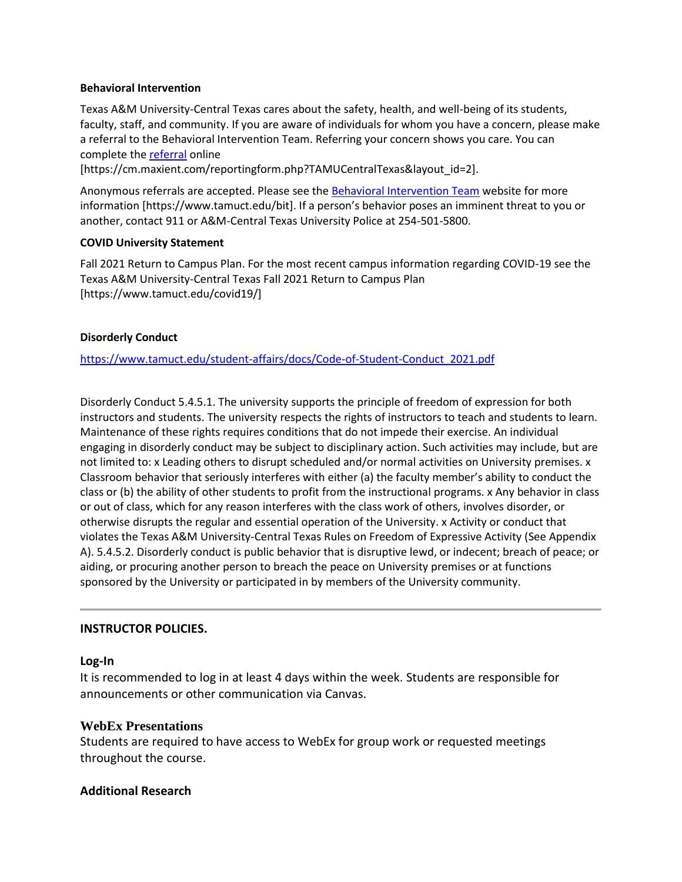**Behavioral Intervention**

Texas A&M University-Central Texas cares about the safety, health, and well-being of its students, faculty, staff, and community. If you are aware of individuals for whom you have a concern, please make a referral to the Behavioral Intervention Team. Referring your concern shows you care. You can complete the [referral](https://cm.maxient.com/reportingform.php?TAMUCentralTexas&layout_id=2) online [https://cm.maxient.com/reportingform.php?TAMUCentralTexas&layout_id=2].

Anonymous referrals are accepted. Please see the [Behavioral Intervention Team](https://www.tamuct.edu/bit) website for more information [https://www.tamuct.edu/bit]. If a person's behavior poses an imminent threat to you or another, contact 911 or A&M-Central Texas University Police at 254-501-5800.

**COVID University Statement**

Fall 2021 Return to Campus Plan. For the most recent campus information regarding COVID-19 see the Texas A&M University-Central Texas Fall 2021 Return to Campus Plan [https://www.tamuct.edu/covid19/]

**Disorderly Conduct**

https://www.tamuct.edu/student-affairs/docs/Code-of-Student-Conduct_2021.pdf

Disorderly Conduct 5.4.5.1. The university supports the principle of freedom of expression for both instructors and students. The university respects the rights of instructors to teach and students to learn. Maintenance of these rights requires conditions that do not impede their exercise. An individual engaging in disorderly conduct may be subject to disciplinary action. Such activities may include, but are not limited to: x Leading others to disrupt scheduled and/or normal activities on University premises. x Classroom behavior that seriously interferes with either (a) the faculty member's ability to conduct the class or (b) the ability of other students to profit from the instructional programs. x Any behavior in class or out of class, which for any reason interferes with the class work of others, involves disorder, or otherwise disrupts the regular and essential operation of the University. x Activity or conduct that violates the Texas A&M University-Central Texas Rules on Freedom of Expressive Activity (See Appendix A). 5.4.5.2. Disorderly conduct is public behavior that is disruptive lewd, or indecent; breach of peace; or aiding, or procuring another person to breach the peace on University premises or at functions sponsored by the University or participated in by members of the University community.

---

**INSTRUCTOR POLICIES.**

**Log-In**

It is recommended to log in at least 4 days within the week. Students are responsible for announcements or other communication via Canvas.

**WebEx Presentations**

Students are required to have access to WebEx for group work or requested meetings throughout the course.

**Additional Research**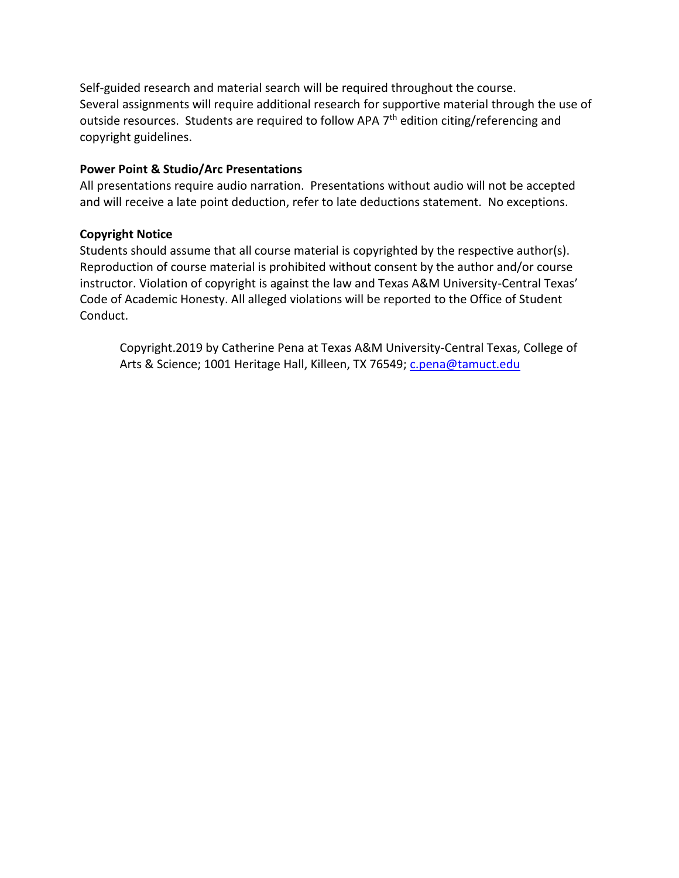Self-guided research and material search will be required throughout the course. Several assignments will require additional research for supportive material through the use of outside resources. Students are required to follow APA 7th edition citing/referencing and copyright guidelines.

**Power Point & Studio/Arc Presentations**

All presentations require audio narration. Presentations without audio will not be accepted and will receive a late point deduction, refer to late deductions statement. No exceptions.

**Copyright Notice**

Students should assume that all course material is copyrighted by the respective author(s). Reproduction of course material is prohibited without consent by the author and/or course instructor. Violation of copyright is against the law and Texas A&M University-Central Texas' Code of Academic Honesty. All alleged violations will be reported to the Office of Student Conduct.

> Copyright.2019 by Catherine Pena at Texas A&M University-Central Texas, College of Arts & Science; 1001 Heritage Hall, Killeen, TX 76549; c.pena@tamuct.edu